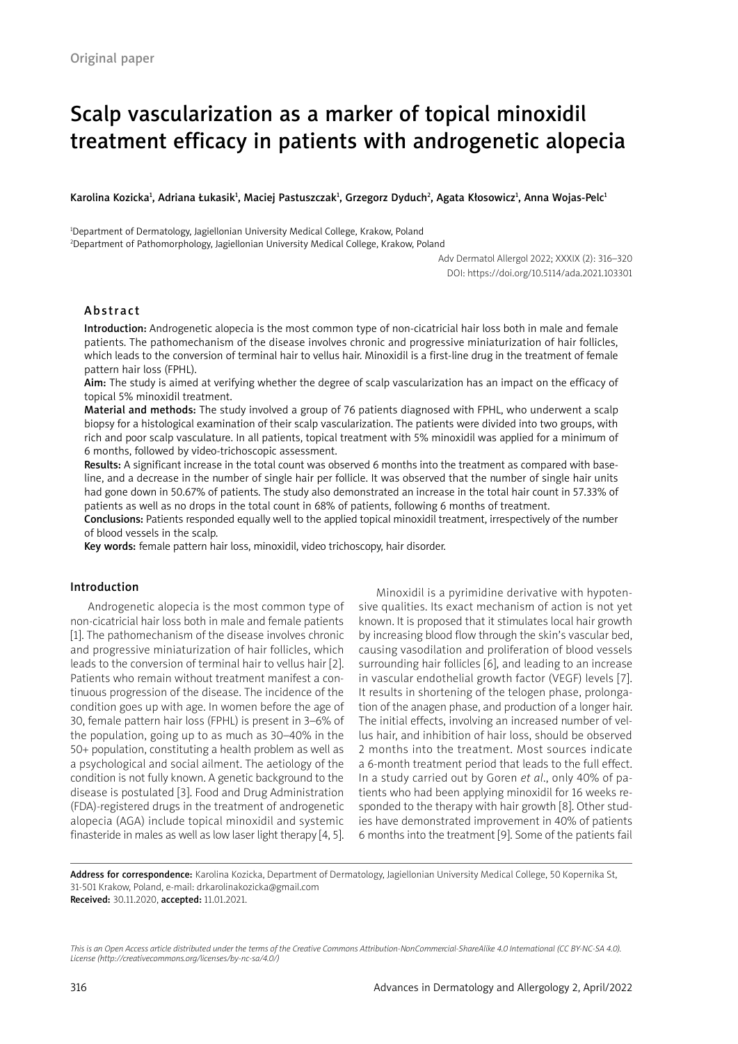Original paper

# Scalp vascularization as a marker of topical minoxidil treatment efficacy in patients with androgenetic alopecia

Karolina Kozicka[1], Adriana Łukasik[1], Maciej Pastuszczak[1], Grzegorz Dyduch[2], Agata Kłosowicz[1], Anna Wojas-Pelc[1]

[1]Department of Dermatology, Jagiellonian University Medical College, Krakow, Poland
[2]Department of Pathomorphology, Jagiellonian University Medical College, Krakow, Poland

Adv Dermatol Allergol 2022; XXXIX (2): 316–320
DOI: https://doi.org/10.5114/ada.2021.103301

## Abstract

**Introduction:** Androgenetic alopecia is the most common type of non-cicatricial hair loss both in male and female patients. The pathomechanism of the disease involves chronic and progressive miniaturization of hair follicles, which leads to the conversion of terminal hair to vellus hair. Minoxidil is a first-line drug in the treatment of female pattern hair loss (FPHL).

**Aim:** The study is aimed at verifying whether the degree of scalp vascularization has an impact on the efficacy of topical 5% minoxidil treatment.

**Material and methods:** The study involved a group of 76 patients diagnosed with FPHL, who underwent a scalp biopsy for a histological examination of their scalp vascularization. The patients were divided into two groups, with rich and poor scalp vasculature. In all patients, topical treatment with 5% minoxidil was applied for a minimum of 6 months, followed by video-trichoscopic assessment.

**Results:** A significant increase in the total count was observed 6 months into the treatment as compared with baseline, and a decrease in the number of single hair per follicle. It was observed that the number of single hair units had gone down in 50.67% of patients. The study also demonstrated an increase in the total hair count in 57.33% of patients as well as no drops in the total count in 68% of patients, following 6 months of treatment.

**Conclusions:** Patients responded equally well to the applied topical minoxidil treatment, irrespectively of the number of blood vessels in the scalp.

**Key words:** female pattern hair loss, minoxidil, video trichoscopy, hair disorder.

## Introduction

Androgenetic alopecia is the most common type of non-cicatricial hair loss both in male and female patients [1]. The pathomechanism of the disease involves chronic and progressive miniaturization of hair follicles, which leads to the conversion of terminal hair to vellus hair [2]. Patients who remain without treatment manifest a continuous progression of the disease. The incidence of the condition goes up with age. In women before the age of 30, female pattern hair loss (FPHL) is present in 3–6% of the population, going up to as much as 30–40% in the 50+ population, constituting a health problem as well as a psychological and social ailment. The aetiology of the condition is not fully known. A genetic background to the disease is postulated [3]. Food and Drug Administration (FDA)-registered drugs in the treatment of androgenetic alopecia (AGA) include topical minoxidil and systemic finasteride in males as well as low laser light therapy [4, 5].

Minoxidil is a pyrimidine derivative with hypotensive qualities. Its exact mechanism of action is not yet known. It is proposed that it stimulates local hair growth by increasing blood flow through the skin's vascular bed, causing vasodilation and proliferation of blood vessels surrounding hair follicles [6], and leading to an increase in vascular endothelial growth factor (VEGF) levels [7]. It results in shortening of the telogen phase, prolongation of the anagen phase, and production of a longer hair. The initial effects, involving an increased number of vellus hair, and inhibition of hair loss, should be observed 2 months into the treatment. Most sources indicate a 6-month treatment period that leads to the full effect. In a study carried out by Goren *et al.*, only 40% of patients who had been applying minoxidil for 16 weeks responded to the therapy with hair growth [8]. Other studies have demonstrated improvement in 40% of patients 6 months into the treatment [9]. Some of the patients fail

**Address for correspondence:** Karolina Kozicka, Department of Dermatology, Jagiellonian University Medical College, 50 Kopernika St, 31-501 Krakow, Poland, e-mail: drkarolinakozicka@gmail.com
**Received:** 30.11.2020, **accepted:** 11.01.2021.

*This is an Open Access article distributed under the terms of the Creative Commons Attribution-NonCommercial-ShareAlike 4.0 International (CC BY-NC-SA 4.0). License (http://creativecommons.org/licenses/by-nc-sa/4.0/)*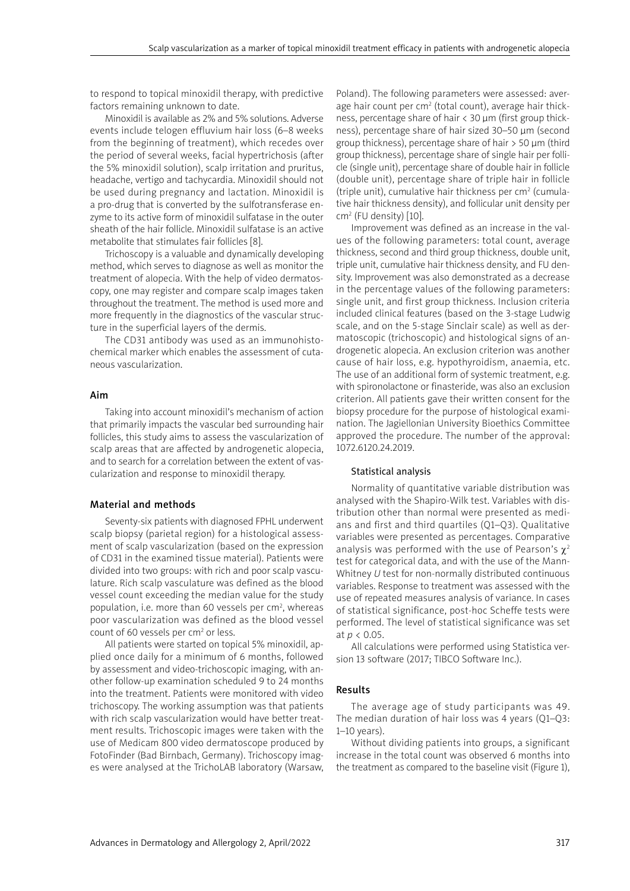to respond to topical minoxidil therapy, with predictive factors remaining unknown to date.

Minoxidil is available as 2% and 5% solutions. Adverse events include telogen effluvium hair loss (6–8 weeks from the beginning of treatment), which recedes over the period of several weeks, facial hypertrichosis (after the 5% minoxidil solution), scalp irritation and pruritus, headache, vertigo and tachycardia. Minoxidil should not be used during pregnancy and lactation. Minoxidil is a pro-drug that is converted by the sulfotransferase enzyme to its active form of minoxidil sulfatase in the outer sheath of the hair follicle. Minoxidil sulfatase is an active metabolite that stimulates fair follicles [8].

Trichoscopy is a valuable and dynamically developing method, which serves to diagnose as well as monitor the treatment of alopecia. With the help of video dermatoscopy, one may register and compare scalp images taken throughout the treatment. The method is used more and more frequently in the diagnostics of the vascular structure in the superficial layers of the dermis.

The CD31 antibody was used as an immunohistochemical marker which enables the assessment of cutaneous vascularization.

## Aim

Taking into account minoxidil's mechanism of action that primarily impacts the vascular bed surrounding hair follicles, this study aims to assess the vascularization of scalp areas that are affected by androgenetic alopecia, and to search for a correlation between the extent of vascularization and response to minoxidil therapy.

## Material and methods

Seventy-six patients with diagnosed FPHL underwent scalp biopsy (parietal region) for a histological assessment of scalp vascularization (based on the expression of CD31 in the examined tissue material). Patients were divided into two groups: with rich and poor scalp vasculature. Rich scalp vasculature was defined as the blood vessel count exceeding the median value for the study population, i.e. more than 60 vessels per cm$^2$, whereas poor vascularization was defined as the blood vessel count of 60 vessels per cm$^2$ or less.

All patients were started on topical 5% minoxidil, applied once daily for a minimum of 6 months, followed by assessment and video-trichoscopic imaging, with another follow-up examination scheduled 9 to 24 months into the treatment. Patients were monitored with video trichoscopy. The working assumption was that patients with rich scalp vascularization would have better treatment results. Trichoscopic images were taken with the use of Medicam 800 video dermatoscope produced by FotoFinder (Bad Birnbach, Germany). Trichoscopy images were analysed at the TrichoLAB laboratory (Warsaw, Poland). The following parameters were assessed: average hair count per cm$^2$ (total count), average hair thickness, percentage share of hair < 30 µm (first group thickness), percentage share of hair sized 30–50 µm (second group thickness), percentage share of hair > 50 µm (third group thickness), percentage share of single hair per follicle (single unit), percentage share of double hair in follicle (double unit), percentage share of triple hair in follicle (triple unit), cumulative hair thickness per cm$^2$ (cumulative hair thickness density), and follicular unit density per cm$^2$ (FU density) [10].

Improvement was defined as an increase in the values of the following parameters: total count, average thickness, second and third group thickness, double unit, triple unit, cumulative hair thickness density, and FU density. Improvement was also demonstrated as a decrease in the percentage values of the following parameters: single unit, and first group thickness. Inclusion criteria included clinical features (based on the 3-stage Ludwig scale, and on the 5-stage Sinclair scale) as well as dermatoscopic (trichoscopic) and histological signs of androgenetic alopecia. An exclusion criterion was another cause of hair loss, e.g. hypothyroidism, anaemia, etc. The use of an additional form of systemic treatment, e.g. with spironolactone or finasteride, was also an exclusion criterion. All patients gave their written consent for the biopsy procedure for the purpose of histological examination. The Jagiellonian University Bioethics Committee approved the procedure. The number of the approval: 1072.6120.24.2019.

### Statistical analysis

Normality of quantitative variable distribution was analysed with the Shapiro-Wilk test. Variables with distribution other than normal were presented as medians and first and third quartiles (Q1–Q3). Qualitative variables were presented as percentages. Comparative analysis was performed with the use of Pearson's $\chi^2$ test for categorical data, and with the use of the Mann-Whitney *U* test for non-normally distributed continuous variables. Response to treatment was assessed with the use of repeated measures analysis of variance. In cases of statistical significance, post-hoc Scheffe tests were performed. The level of statistical significance was set at $p < 0.05$.

All calculations were performed using Statistica version 13 software (2017; TIBCO Software Inc.).

## Results

The average age of study participants was 49. The median duration of hair loss was 4 years (Q1–Q3: 1–10 years).

Without dividing patients into groups, a significant increase in the total count was observed 6 months into the treatment as compared to the baseline visit (Figure 1),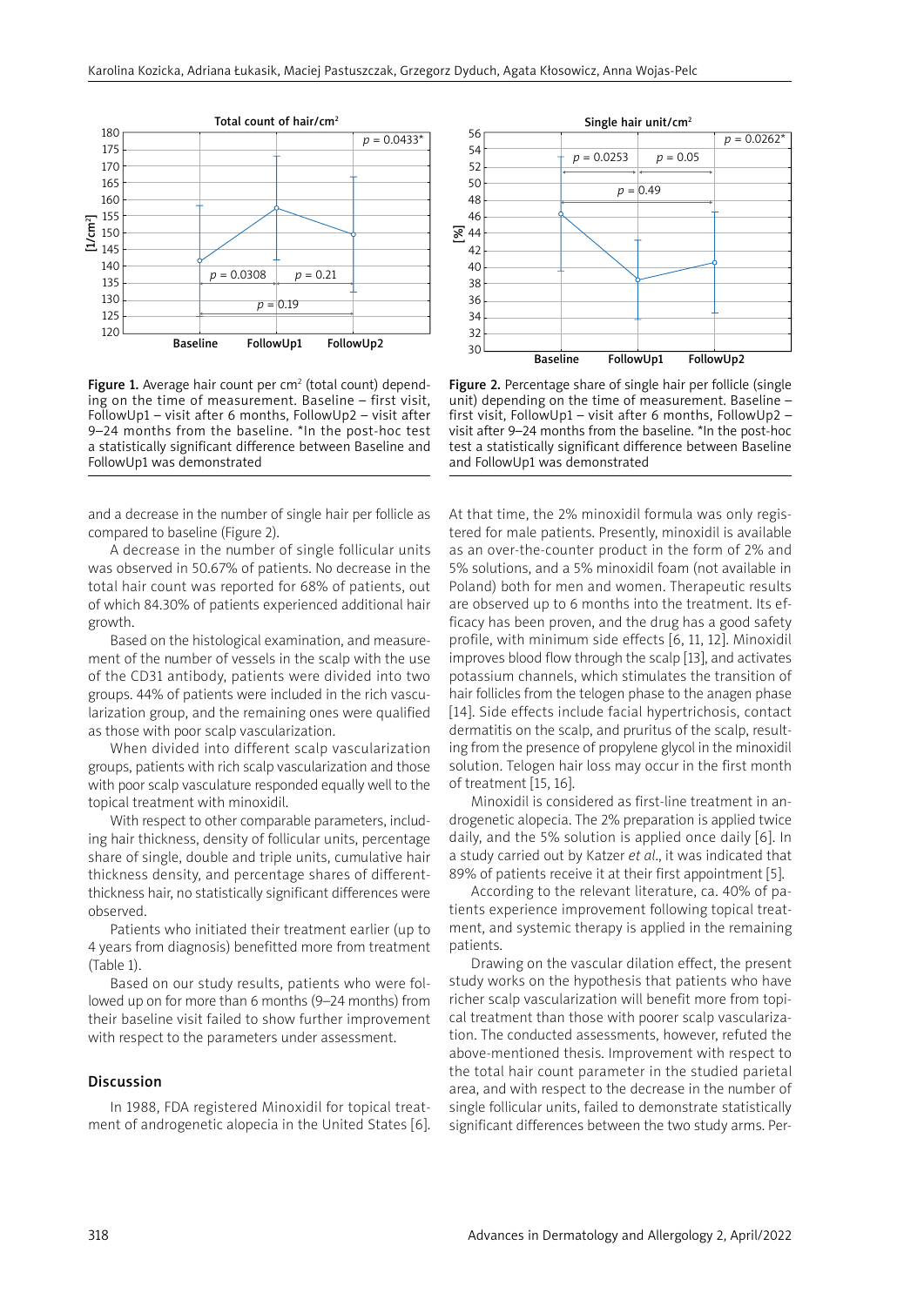Figure 1. Average hair count per $cm^2$ (total count) depending on the time of measurement. Baseline – first visit, FollowUp1 – visit after 6 months, FollowUp2 – visit after 9–24 months from the baseline. *In the post-hoc test a statistically significant difference between Baseline and FollowUp1 was demonstrated

Figure 2. Percentage share of single hair per follicle (single unit) depending on the time of measurement. Baseline – first visit, FollowUp1 – visit after 6 months, FollowUp2 – visit after 9–24 months from the baseline. *In the post-hoc test a statistically significant difference between Baseline and FollowUp1 was demonstrated

and a decrease in the number of single hair per follicle as compared to baseline (Figure 2).

A decrease in the number of single follicular units was observed in 50.67% of patients. No decrease in the total hair count was reported for 68% of patients, out of which 84.30% of patients experienced additional hair growth.

Based on the histological examination, and measurement of the number of vessels in the scalp with the use of the CD31 antibody, patients were divided into two groups. 44% of patients were included in the rich vascularization group, and the remaining ones were qualified as those with poor scalp vascularization.

When divided into different scalp vascularization groups, patients with rich scalp vascularization and those with poor scalp vasculature responded equally well to the topical treatment with minoxidil.

With respect to other comparable parameters, including hair thickness, density of follicular units, percentage share of single, double and triple units, cumulative hair thickness density, and percentage shares of different-thickness hair, no statistically significant differences were observed.

Patients who initiated their treatment earlier (up to 4 years from diagnosis) benefitted more from treatment (Table 1).

Based on our study results, patients who were followed up on for more than 6 months (9–24 months) from their baseline visit failed to show further improvement with respect to the parameters under assessment.

## Discussion

In 1988, FDA registered Minoxidil for topical treatment of androgenetic alopecia in the United States [6]. At that time, the 2% minoxidil formula was only registered for male patients. Presently, minoxidil is available as an over-the-counter product in the form of 2% and 5% solutions, and a 5% minoxidil foam (not available in Poland) both for men and women. Therapeutic results are observed up to 6 months into the treatment. Its efficacy has been proven, and the drug has a good safety profile, with minimum side effects [6, 11, 12]. Minoxidil improves blood flow through the scalp [13], and activates potassium channels, which stimulates the transition of hair follicles from the telogen phase to the anagen phase [14]. Side effects include facial hypertrichosis, contact dermatitis on the scalp, and pruritus of the scalp, resulting from the presence of propylene glycol in the minoxidil solution. Telogen hair loss may occur in the first month of treatment [15, 16].

Minoxidil is considered as first-line treatment in androgenetic alopecia. The 2% preparation is applied twice daily, and the 5% solution is applied once daily [6]. In a study carried out by Katzer *et al.*, it was indicated that 89% of patients receive it at their first appointment [5].

According to the relevant literature, ca. 40% of patients experience improvement following topical treatment, and systemic therapy is applied in the remaining patients.

Drawing on the vascular dilation effect, the present study works on the hypothesis that patients who have richer scalp vascularization will benefit more from topical treatment than those with poorer scalp vascularization. The conducted assessments, however, refuted the above-mentioned thesis. Improvement with respect to the total hair count parameter in the studied parietal area, and with respect to the decrease in the number of single follicular units, failed to demonstrate statistically significant differences between the two study arms. Per-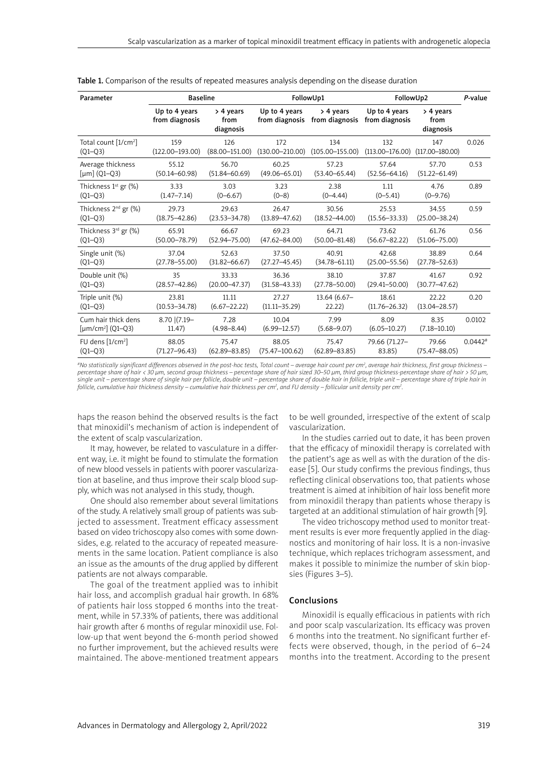Table 1. Comparison of the results of repeated measures analysis depending on the disease duration

| Parameter | Baseline | | FollowUp1 | | FollowUp2 | | *P*-value |
|---|---|---|---|---|---|---|---|
| | Up to 4 years from diagnosis | > 4 years from diagnosis | Up to 4 years from diagnosis | > 4 years from diagnosis | Up to 4 years from diagnosis | > 4 years from diagnosis | |
| Total count [1/cm²] (Q1–Q3) | 159 (122.00–193.00) | 126 (88.00–151.00) | 172 (130.00–210.00) | 134 (105.00–155.00) | 132 (113.00–176.00) | 147 (117.00–180.00) | 0.026 |
| Average thickness [µm] (Q1–Q3) | 55.12 (50.14–60.98) | 56.70 (51.84–60.69) | 60.25 (49.06–65.01) | 57.23 (53.40–65.44) | 57.64 (52.56–64.16) | 57.70 (51.22–61.49) | 0.53 |
| Thickness 1st gr (%) (Q1–Q3) | 3.33 (1.47–7.14) | 3.03 (0–6.67) | 3.23 (0–8) | 2.38 (0–4.44) | 1.11 (0–5.41) | 4.76 (0–9.76) | 0.89 |
| Thickness 2nd gr (%) (Q1–Q3) | 29.73 (18.75–42.86) | 29.63 (23.53–34.78) | 26.47 (13.89–47.62) | 30.56 (18.52–44.00) | 25.53 (15.56–33.33) | 34.55 (25.00–38.24) | 0.59 |
| Thickness 3rd gr (%) (Q1–Q3) | 65.91 (50.00–78.79) | 66.67 (52.94–75.00) | 69.23 (47.62–84.00) | 64.71 (50.00–81.48) | 73.62 (56.67–82.22) | 61.76 (51.06–75.00) | 0.56 |
| Single unit (%) (Q1–Q3) | 37.04 (27.78–55.00) | 52.63 (31.82–66.67) | 37.50 (27.27–45.45) | 40.91 (34.78–61.11) | 42.68 (25.00–55.56) | 38.89 (27.78–52.63) | 0.64 |
| Double unit (%) (Q1–Q3) | 35 (28.57–42.86) | 33.33 (20.00–47.37) | 36.36 (31.58–43.33) | 38.10 (27.78–50.00) | 37.87 (29.41–50.00) | 41.67 (30.77–47.62) | 0.92 |
| Triple unit (%) (Q1–Q3) | 23.81 (10.53–34.78) | 11.11 (6.67–22.22) | 27.27 (11.11–35.29) | 13.64 (6.67–22.22) | 18.61 (11.76–26.32) | 22.22 (13.04–28.57) | 0.20 |
| Cum hair thick dens [µm/cm²] (Q1–Q3) | 8.70 (7.19–11.47) | 7.28 (4.98–8.44) | 10.04 (6.99–12.57) | 7.99 (5.68–9.07) | 8.09 (6.05–10.27) | 8.35 (7.18–10.10) | 0.0102 |
| FU dens [1/cm²] (Q1–Q3) | 88.05 (71.27–96.43) | 75.47 (62.89–83.85) | 88.05 (75.47–100.62) | 75.47 (62.89–83.85) | 79.66 (71.27–83.85) | 79.66 (75.47–88.05) | 0.0442# |

*#No statistically significant differences observed in the post-hoc tests, Total count – average hair count per cm², average hair thickness, first group thickness – percentage share of hair < 30 µm, second group thickness – percentage share of hair sized 30–50 µm, third group thickness-percentage share of hair > 50 µm, single unit – percentage share of single hair per follicle, double unit – percentage share of double hair in follicle, triple unit – percentage share of triple hair in follicle, cumulative hair thickness density – cumulative hair thickness per cm², and FU density – follicular unit density per cm².*

haps the reason behind the observed results is the fact that minoxidil's mechanism of action is independent of the extent of scalp vascularization.

It may, however, be related to vasculature in a different way, i.e. it might be found to stimulate the formation of new blood vessels in patients with poorer vascularization at baseline, and thus improve their scalp blood supply, which was not analysed in this study, though.

One should also remember about several limitations of the study. A relatively small group of patients was subjected to assessment. Treatment efficacy assessment based on video trichoscopy also comes with some downsides, e.g. related to the accuracy of repeated measurements in the same location. Patient compliance is also an issue as the amounts of the drug applied by different patients are not always comparable.

The goal of the treatment applied was to inhibit hair loss, and accomplish gradual hair growth. In 68% of patients hair loss stopped 6 months into the treatment, while in 57.33% of patients, there was additional hair growth after 6 months of regular minoxidil use. Follow-up that went beyond the 6-month period showed no further improvement, but the achieved results were maintained. The above-mentioned treatment appears to be well grounded, irrespective of the extent of scalp vascularization.

In the studies carried out to date, it has been proven that the efficacy of minoxidil therapy is correlated with the patient's age as well as with the duration of the disease [5]. Our study confirms the previous findings, thus reflecting clinical observations too, that patients whose treatment is aimed at inhibition of hair loss benefit more from minoxidil therapy than patients whose therapy is targeted at an additional stimulation of hair growth [9].

The video trichoscopy method used to monitor treatment results is ever more frequently applied in the diagnostics and monitoring of hair loss. It is a non-invasive technique, which replaces trichogram assessment, and makes it possible to minimize the number of skin biopsies (Figures 3–5).

## Conclusions

Minoxidil is equally efficacious in patients with rich and poor scalp vascularization. Its efficacy was proven 6 months into the treatment. No significant further effects were observed, though, in the period of 6–24 months into the treatment. According to the present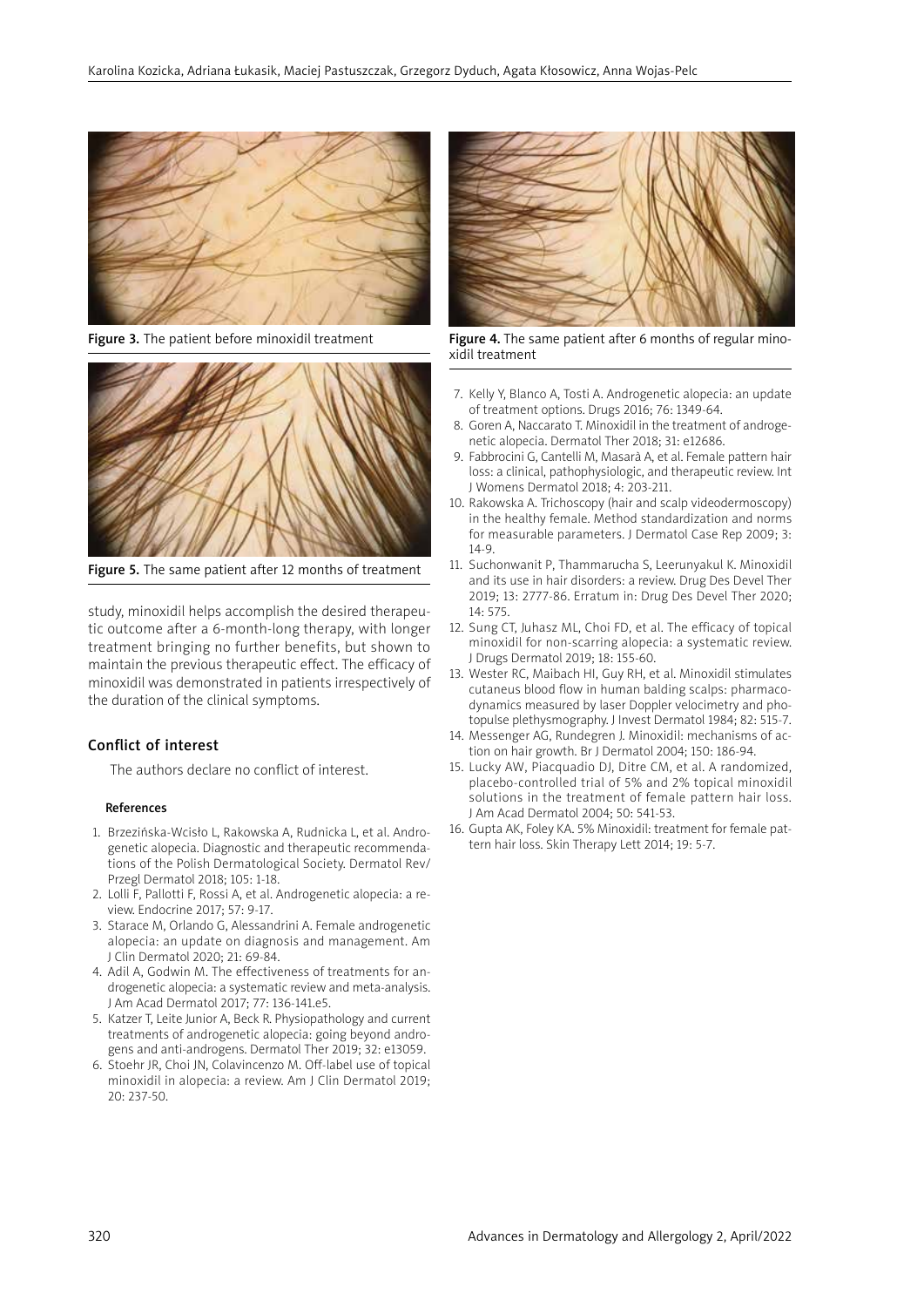Figure 3. The patient before minoxidil treatment

Figure 4. The same patient after 6 months of regular minoxidil treatment

Figure 5. The same patient after 12 months of treatment

study, minoxidil helps accomplish the desired therapeutic outcome after a 6-month-long therapy, with longer treatment bringing no further benefits, but shown to maintain the previous therapeutic effect. The efficacy of minoxidil was demonstrated in patients irrespectively of the duration of the clinical symptoms.

## Conflict of interest

The authors declare no conflict of interest.

### References

1. Brzezińska-Wcisło L, Rakowska A, Rudnicka L, et al. Androgenetic alopecia. Diagnostic and therapeutic recommendations of the Polish Dermatological Society. Dermatol Rev/Przegl Dermatol 2018; 105: 1-18.
2. Lolli F, Pallotti F, Rossi A, et al. Androgenetic alopecia: a review. Endocrine 2017; 57: 9-17.
3. Starace M, Orlando G, Alessandrini A. Female androgenetic alopecia: an update on diagnosis and management. Am J Clin Dermatol 2020; 21: 69-84.
4. Adil A, Godwin M. The effectiveness of treatments for androgenetic alopecia: a systematic review and meta-analysis. J Am Acad Dermatol 2017; 77: 136-141.e5.
5. Katzer T, Leite Junior A, Beck R. Physiopathology and current treatments of androgenetic alopecia: going beyond androgens and anti-androgens. Dermatol Ther 2019; 32: e13059.
6. Stoehr JR, Choi JN, Colavincenzo M. Off-label use of topical minoxidil in alopecia: a review. Am J Clin Dermatol 2019; 20: 237-50.
7. Kelly Y, Blanco A, Tosti A. Androgenetic alopecia: an update of treatment options. Drugs 2016; 76: 1349-64.
8. Goren A, Naccarato T. Minoxidil in the treatment of androgenetic alopecia. Dermatol Ther 2018; 31: e12686.
9. Fabbrocini G, Cantelli M, Masarà A, et al. Female pattern hair loss: a clinical, pathophysiologic, and therapeutic review. Int J Womens Dermatol 2018; 4: 203-211.
10. Rakowska A. Trichoscopy (hair and scalp videodermoscopy) in the healthy female. Method standardization and norms for measurable parameters. J Dermatol Case Rep 2009; 3: 14-9.
11. Suchonwanit P, Thammarucha S, Leerunyakul K. Minoxidil and its use in hair disorders: a review. Drug Des Devel Ther 2019; 13: 2777-86. Erratum in: Drug Des Devel Ther 2020; 14: 575.
12. Sung CT, Juhasz ML, Choi FD, et al. The efficacy of topical minoxidil for non-scarring alopecia: a systematic review. J Drugs Dermatol 2019; 18: 155-60.
13. Wester RC, Maibach HI, Guy RH, et al. Minoxidil stimulates cutaneous blood flow in human balding scalps: pharmacodynamics measured by laser Doppler velocimetry and photopulse plethysmography. J Invest Dermatol 1984; 82: 515-7.
14. Messenger AG, Rundegren J. Minoxidil: mechanisms of action on hair growth. Br J Dermatol 2004; 150: 186-94.
15. Lucky AW, Piacquadio DJ, Ditre CM, et al. A randomized, placebo-controlled trial of 5% and 2% topical minoxidil solutions in the treatment of female pattern hair loss. J Am Acad Dermatol 2004; 50: 541-53.
16. Gupta AK, Foley KA. 5% Minoxidil: treatment for female pattern hair loss. Skin Therapy Lett 2014; 19: 5-7.